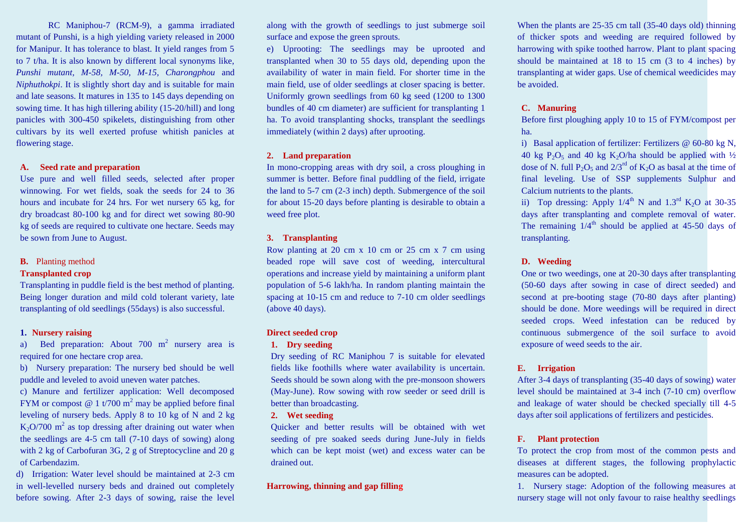RC Maniphou-7 (RCM-9), a gamma irradiated mutant of Punshi, is a high yielding variety released in 2000 for Manipur. It has tolerance to blast. It yield ranges from 5 to 7 t/ha. It is also known by different local synonyms like, *Punshi mutant, M-58, M-50, M-15, Charongphou* and *Niphuthokpi*. It is slightly short day and is suitable for main and late seasons. It matures in 135 to 145 days depending on sowing time. It has high tillering ability (15-20/hill) and long panicles with 300-450 spikelets, distinguishing from other cultivars by its well exerted profuse whitish panicles at flowering stage.

## A. Seed rate and preparation

Use pure and well filled seeds, selected after proper winnowing. For wet fields, soak the seeds for 24 to 36 hours and incubate for 24 hrs. For wet nursery 65 kg, for dry broadcast 80-100 kg and for direct wet sowing 80-90 kg of seeds are required to cultivate one hectare. Seeds may be sown from June to August.

## B. Planting method

### Transplanted crop

Transplanting in puddle field is the best method of planting. Being longer duration and mild cold tolerant variety, late transplanting of old seedlings (55days) is also successful.

#### 1. Nursery raising

a) Bed preparation: About 700 $m^2$ nursery area is required for one hectare crop area.

b) Nursery preparation: The nursery bed should be well puddle and leveled to avoid uneven water patches.

c) Manure and fertilizer application: Well decomposed FYM or compost @ 1 t/700 $m^2$ may be applied before final leveling of nursery beds. Apply 8 to 10 kg of N and 2 kg $K_2O$/700 $m^2$ as top dressing after draining out water when the seedlings are 4-5 cm tall (7-10 days of sowing) along with 2 kg of Carbofuran 3G, 2 g of Streptocycline and 20 g of Carbendazim.

d) Irrigation: Water level should be maintained at 2-3 cm in well-levelled nursery beds and drained out completely before sowing. After 2-3 days of sowing, raise the level along with the growth of seedlings to just submerge soil surface and expose the green sprouts.

e) Uprooting: The seedlings may be uprooted and transplanted when 30 to 55 days old, depending upon the availability of water in main field. For shorter time in the main field, use of older seedlings at closer spacing is better. Uniformly grown seedlings from 60 kg seed (1200 to 1300 bundles of 40 cm diameter) are sufficient for transplanting 1 ha. To avoid transplanting shocks, transplant the seedlings immediately (within 2 days) after uprooting.

#### 2. Land preparation

In mono-cropping areas with dry soil, a cross ploughing in summer is better. Before final puddling of the field, irrigate the land to 5-7 cm (2-3 inch) depth. Submergence of the soil for about 15-20 days before planting is desirable to obtain a weed free plot.

#### 3. Transplanting

Row planting at 20 cm x 10 cm or 25 cm x 7 cm using beaded rope will save cost of weeding, intercultural operations and increase yield by maintaining a uniform plant population of 5-6 lakh/ha. In random planting maintain the spacing at 10-15 cm and reduce to 7-10 cm older seedlings (above 40 days).

### Direct seeded crop

#### 1. Dry seeding

Dry seeding of RC Maniphou 7 is suitable for elevated fields like foothills where water availability is uncertain. Seeds should be sown along with the pre-monsoon showers (May-June). Row sowing with row seeder or seed drill is better than broadcasting.

#### 2. Wet seeding

Quicker and better results will be obtained with wet seeding of pre soaked seeds during June-July in fields which can be kept moist (wet) and excess water can be drained out.

### Harrowing, thinning and gap filling

When the plants are 25-35 cm tall (35-40 days old) thinning of thicker spots and weeding are required followed by harrowing with spike toothed harrow. Plant to plant spacing should be maintained at 18 to 15 cm (3 to 4 inches) by transplanting at wider gaps. Use of chemical weedicides may be avoided.

## C. Manuring

Before first ploughing apply 10 to 15 of FYM/compost per ha.

i) Basal application of fertilizer: Fertilizers @ 60-80 kg N, 40 kg $P_2O_5$ and 40 kg $K_2O$/ha should be applied with ½ dose of N. full $P_2O_5$ and $2/3^{rd}$ of $K_2O$ as basal at the time of final leveling. Use of SSP supplements Sulphur and Calcium nutrients to the plants.

ii) Top dressing: Apply $1/4^{th}$ N and $1.3^{rd}$ $K_2O$ at 30-35 days after transplanting and complete removal of water. The remaining $1/4^{th}$ should be applied at 45-50 days of transplanting.

## D. Weeding

One or two weedings, one at 20-30 days after transplanting (50-60 days after sowing in case of direct seeded) and second at pre-booting stage (70-80 days after planting) should be done. More weedings will be required in direct seeded crops. Weed infestation can be reduced by continuous submergence of the soil surface to avoid exposure of weed seeds to the air.

## E. Irrigation

After 3-4 days of transplanting (35-40 days of sowing) water level should be maintained at 3-4 inch (7-10 cm) overflow and leakage of water should be checked specially till 4-5 days after soil applications of fertilizers and pesticides.

## F. Plant protection

To protect the crop from most of the common pests and diseases at different stages, the following prophylactic measures can be adopted.

1. Nursery stage: Adoption of the following measures at nursery stage will not only favour to raise healthy seedlings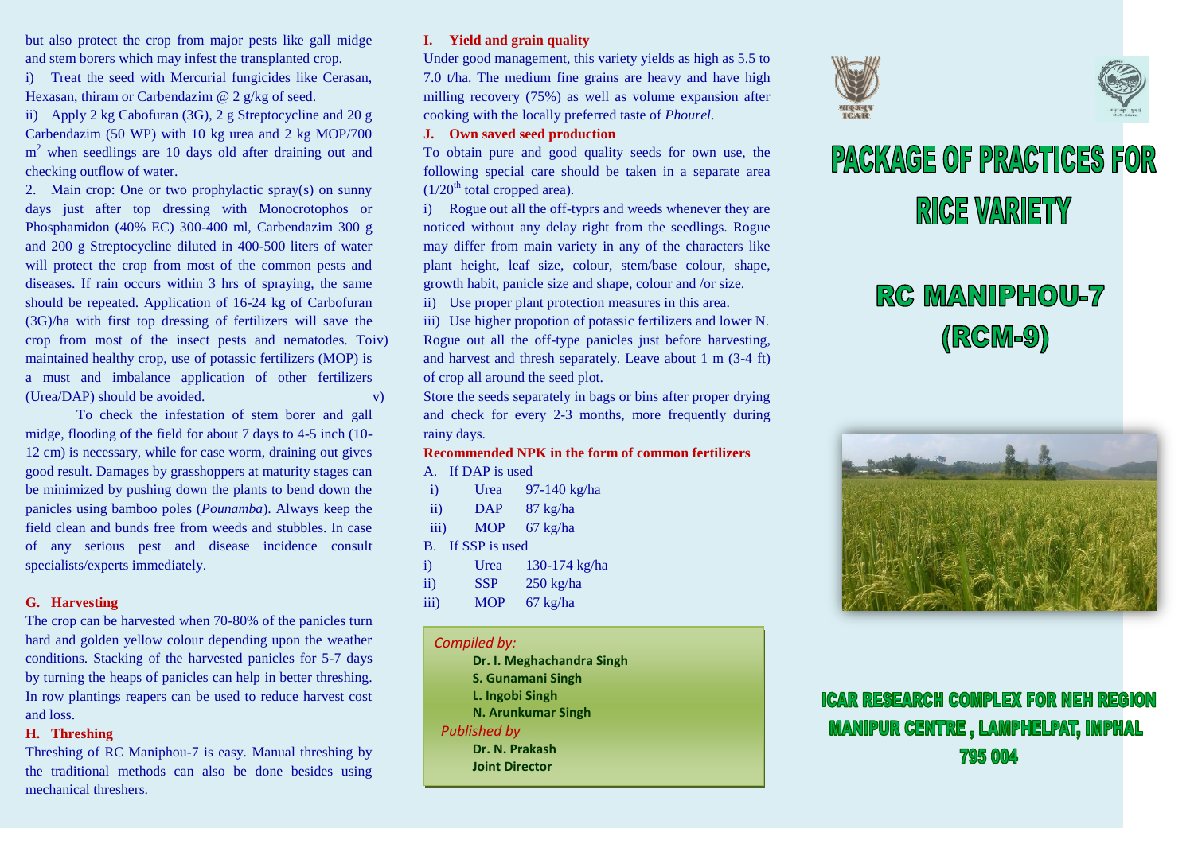but also protect the crop from major pests like gall midge and stem borers which may infest the transplanted crop.

i) Treat the seed with Mercurial fungicides like Cerasan, Hexasan, thiram or Carbendazim @ 2 g/kg of seed.

ii) Apply 2 kg Cabofuran (3G), 2 g Streptocycline and 20 g Carbendazim (50 WP) with 10 kg urea and 2 kg MOP/700 $m^2$ when seedlings are 10 days old after draining out and checking outflow of water.

2. Main crop: One or two prophylactic spray(s) on sunny days just after top dressing with Monocrotophos or Phosphamidon (40% EC) 300-400 ml, Carbendazim 300 g and 200 g Streptocycline diluted in 400-500 liters of water will protect the crop from most of the common pests and diseases. If rain occurs within 3 hrs of spraying, the same should be repeated. Application of 16-24 kg of Carbofuran (3G)/ha with first top dressing of fertilizers will save the crop from most of the insect pests and nematodes. Toiv) maintained healthy crop, use of potassic fertilizers (MOP) is a must and imbalance application of other fertilizers (Urea/DAP) should be avoided. v)

To check the infestation of stem borer and gall midge, flooding of the field for about 7 days to 4-5 inch (10-12 cm) is necessary, while for case worm, draining out gives good result. Damages by grasshoppers at maturity stages can be minimized by pushing down the plants to bend down the panicles using bamboo poles (*Pounamba*). Always keep the field clean and bunds free from weeds and stubbles. In case of any serious pest and disease incidence consult specialists/experts immediately.

## G. Harvesting

The crop can be harvested when 70-80% of the panicles turn hard and golden yellow colour depending upon the weather conditions. Stacking of the harvested panicles for 5-7 days by turning the heaps of panicles can help in better threshing. In row plantings reapers can be used to reduce harvest cost and loss.

## H. Threshing

Threshing of RC Maniphou-7 is easy. Manual threshing by the traditional methods can also be done besides using mechanical threshers.

## I. Yield and grain quality

Under good management, this variety yields as high as 5.5 to 7.0 t/ha. The medium fine grains are heavy and have high milling recovery (75%) as well as volume expansion after cooking with the locally preferred taste of *Phourel*.

## J. Own saved seed production

To obtain pure and good quality seeds for own use, the following special care should be taken in a separate area ($1/20^{th}$ total cropped area).

i) Rogue out all the off-typrs and weeds whenever they are noticed without any delay right from the seedlings. Rogue may differ from main variety in any of the characters like plant height, leaf size, colour, stem/base colour, shape, growth habit, panicle size and shape, colour and /or size.

ii) Use proper plant protection measures in this area.

iii) Use higher propotion of potassic fertilizers and lower N. Rogue out all the off-type panicles just before harvesting, and harvest and thresh separately. Leave about 1 m (3-4 ft) of crop all around the seed plot.

Store the seeds separately in bags or bins after proper drying and check for every 2-3 months, more frequently during rainy days.

**Recommended NPK in the form of common fertilizers**

A. If DAP is used

| | | |
|---|---|---|
| i) | Urea | 97-140 kg/ha |
| ii) | DAP | 87 kg/ha |
| iii) | MOP | 67 kg/ha |

B. If SSP is used

| | | |
|---|---|---|
| i) | Urea | 130-174 kg/ha |
| ii) | SSP | 250 kg/ha |
| iii) | MOP | 67 kg/ha |

*Compiled by:*

**Dr. I. Meghachandra Singh**
**S. Gunamani Singh**
**L. Ingobi Singh**
**N. Arunkumar Singh**

*Published by*

**Dr. N. Prakash**
**Joint Director**

# PACKAGE OF PRACTICES FOR RICE VARIETY

# RC MANIPHOU-7 (RCM-9)

**ICAR RESEARCH COMPLEX FOR NEH REGION**
**MANIPUR CENTRE , LAMPHELPAT, IMPHAL**
**795 004**